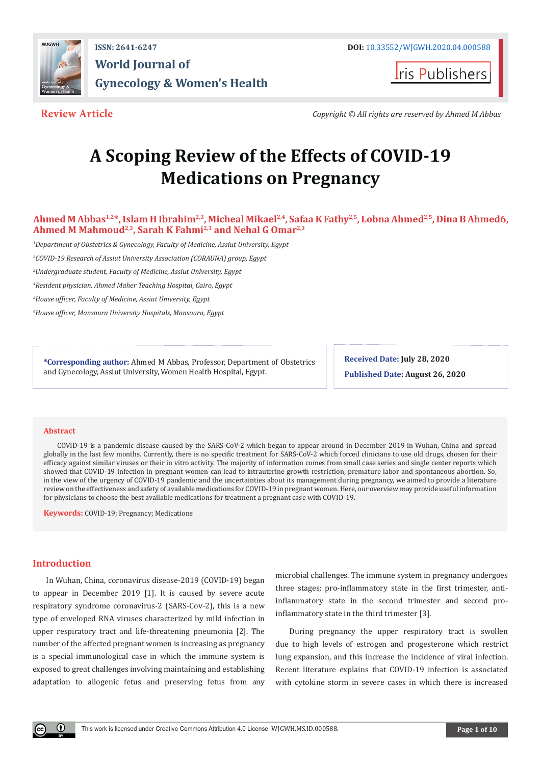ISSN: 2641-6247

DOI: 10.33552/WJGWH.2020.04.000588

# World Journal of Gynecology & Women's Health

Iris Publishers

**Review Article**

*Copyright © All rights are reserved by Ahmed M Abbas*

# A Scoping Review of the Effects of COVID-19 Medications on Pregnancy

**Ahmed M Abbas[1,2]*, Islam H Ibrahim[2,3], Micheal Mikael[2,4], Safaa K Fathy[2,5], Lobna Ahmed[2,5], Dina B Ahmed6, Ahmed M Mahmoud[2,3], Sarah K Fahmi[2,3] and Nehal G Omar[2,3]**

[1]*Department of Obstetrics & Gynecology, Faculty of Medicine, Assiut University, Egypt*

[2]*COVID-19 Research of Assiut University Association (CORAUNA) group, Egypt*

[3]*Undergraduate student, Faculty of Medicine, Assiut University, Egypt*

[4]*Resident physician, Ahmed Maher Teaching Hospital, Cairo, Egypt*

[5]*House officer, Faculty of Medicine, Assiut University, Egypt*

[6]*House officer, Mansoura University Hospitals, Mansoura, Egypt*

**\*Corresponding author:** Ahmed M Abbas, Professor, Department of Obstetrics and Gynecology, Assiut University, Women Health Hospital, Egypt.

**Received Date:** July 28, 2020

**Published Date:** August 26, 2020

## Abstract

COVID-19 is a pandemic disease caused by the SARS-CoV-2 which began to appear around in December 2019 in Wuhan, China and spread globally in the last few months. Currently, there is no specific treatment for SARS-CoV-2 which forced clinicians to use old drugs, chosen for their efficacy against similar viruses or their in vitro activity. The majority of information comes from small case series and single center reports which showed that COVID-19 infection in pregnant women can lead to intrauterine growth restriction, premature labor and spontaneous abortion. So, in the view of the urgency of COVID-19 pandemic and the uncertainties about its management during pregnancy, we aimed to provide a literature review on the effectiveness and safety of available medications for COVID-19 in pregnant women. Here, our overview may provide useful information for physicians to choose the best available medications for treatment a pregnant case with COVID-19.

**Keywords:** COVID-19; Pregnancy; Medications

## Introduction

In Wuhan, China, coronavirus disease-2019 (COVID-19) began to appear in December 2019 [1]. It is caused by severe acute respiratory syndrome coronavirus-2 (SARS-Cov-2), this is a new type of enveloped RNA viruses characterized by mild infection in upper respiratory tract and life-threatening pneumonia [2]. The number of the affected pregnant women is increasing as pregnancy is a special immunological case in which the immune system is exposed to great challenges involving maintaining and establishing adaptation to allogenic fetus and preserving fetus from any microbial challenges. The immune system in pregnancy undergoes three stages; pro-inflammatory state in the first trimester, anti-inflammatory state in the second trimester and second pro-inflammatory state in the third trimester [3].

During pregnancy the upper respiratory tract is swollen due to high levels of estrogen and progesterone which restrict lung expansion, and this increase the incidence of viral infection. Recent literature explains that COVID-19 infection is associated with cytokine storm in severe cases in which there is increased

This work is licensed under Creative Commons Attribution 4.0 License WJGWH.MS.ID.000588.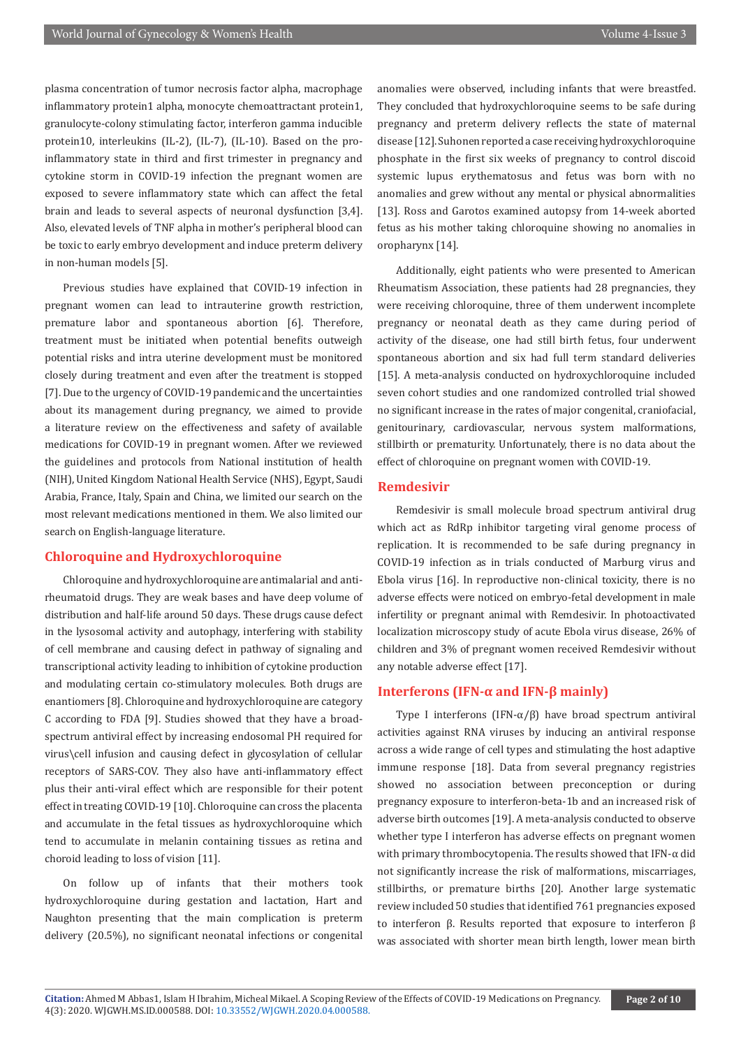plasma concentration of tumor necrosis factor alpha, macrophage inflammatory protein1 alpha, monocyte chemoattractant protein1, granulocyte-colony stimulating factor, interferon gamma inducible protein10, interleukins (IL-2), (IL-7), (IL-10). Based on the pro-inflammatory state in third and first trimester in pregnancy and cytokine storm in COVID-19 infection the pregnant women are exposed to severe inflammatory state which can affect the fetal brain and leads to several aspects of neuronal dysfunction [3,4]. Also, elevated levels of TNF alpha in mother's peripheral blood can be toxic to early embryo development and induce preterm delivery in non-human models [5].

Previous studies have explained that COVID-19 infection in pregnant women can lead to intrauterine growth restriction, premature labor and spontaneous abortion [6]. Therefore, treatment must be initiated when potential benefits outweigh potential risks and intra uterine development must be monitored closely during treatment and even after the treatment is stopped [7]. Due to the urgency of COVID-19 pandemic and the uncertainties about its management during pregnancy, we aimed to provide a literature review on the effectiveness and safety of available medications for COVID-19 in pregnant women. After we reviewed the guidelines and protocols from National institution of health (NIH), United Kingdom National Health Service (NHS), Egypt, Saudi Arabia, France, Italy, Spain and China, we limited our search on the most relevant medications mentioned in them. We also limited our search on English-language literature.

## Chloroquine and Hydroxychloroquine

Chloroquine and hydroxychloroquine are antimalarial and anti-rheumatoid drugs. They are weak bases and have deep volume of distribution and half-life around 50 days. These drugs cause defect in the lysosomal activity and autophagy, interfering with stability of cell membrane and causing defect in pathway of signaling and transcriptional activity leading to inhibition of cytokine production and modulating certain co-stimulatory molecules. Both drugs are enantiomers [8]. Chloroquine and hydroxychloroquine are category C according to FDA [9]. Studies showed that they have a broad-spectrum antiviral effect by increasing endosomal PH required for virus\cell infusion and causing defect in glycosylation of cellular receptors of SARS-COV. They also have anti-inflammatory effect plus their anti-viral effect which are responsible for their potent effect in treating COVID-19 [10]. Chloroquine can cross the placenta and accumulate in the fetal tissues as hydroxychloroquine which tend to accumulate in melanin containing tissues as retina and choroid leading to loss of vision [11].

On follow up of infants that their mothers took hydroxychloroquine during gestation and lactation, Hart and Naughton presenting that the main complication is preterm delivery (20.5%), no significant neonatal infections or congenital anomalies were observed, including infants that were breastfed. They concluded that hydroxychloroquine seems to be safe during pregnancy and preterm delivery reflects the state of maternal disease [12]. Suhonen reported a case receiving hydroxychloroquine phosphate in the first six weeks of pregnancy to control discoid systemic lupus erythematosus and fetus was born with no anomalies and grew without any mental or physical abnormalities [13]. Ross and Garotos examined autopsy from 14-week aborted fetus as his mother taking chloroquine showing no anomalies in oropharynx [14].

Additionally, eight patients who were presented to American Rheumatism Association, these patients had 28 pregnancies, they were receiving chloroquine, three of them underwent incomplete pregnancy or neonatal death as they came during period of activity of the disease, one had still birth fetus, four underwent spontaneous abortion and six had full term standard deliveries [15]. A meta-analysis conducted on hydroxychloroquine included seven cohort studies and one randomized controlled trial showed no significant increase in the rates of major congenital, craniofacial, genitourinary, cardiovascular, nervous system malformations, stillbirth or prematurity. Unfortunately, there is no data about the effect of chloroquine on pregnant women with COVID-19.

## Remdesivir

Remdesivir is small molecule broad spectrum antiviral drug which act as RdRp inhibitor targeting viral genome process of replication. It is recommended to be safe during pregnancy in COVID-19 infection as in trials conducted of Marburg virus and Ebola virus [16]. In reproductive non-clinical toxicity, there is no adverse effects were noticed on embryo-fetal development in male infertility or pregnant animal with Remdesivir. In photoactivated localization microscopy study of acute Ebola virus disease, 26% of children and 3% of pregnant women received Remdesivir without any notable adverse effect [17].

## Interferons (IFN-α and IFN-β mainly)

Type I interferons (IFN-α/β) have broad spectrum antiviral activities against RNA viruses by inducing an antiviral response across a wide range of cell types and stimulating the host adaptive immune response [18]. Data from several pregnancy registries showed no association between preconception or during pregnancy exposure to interferon-beta-1b and an increased risk of adverse birth outcomes [19]. A meta-analysis conducted to observe whether type I interferon has adverse effects on pregnant women with primary thrombocytopenia. The results showed that IFN-α did not significantly increase the risk of malformations, miscarriages, stillbirths, or premature births [20]. Another large systematic review included 50 studies that identified 761 pregnancies exposed to interferon β. Results reported that exposure to interferon β was associated with shorter mean birth length, lower mean birth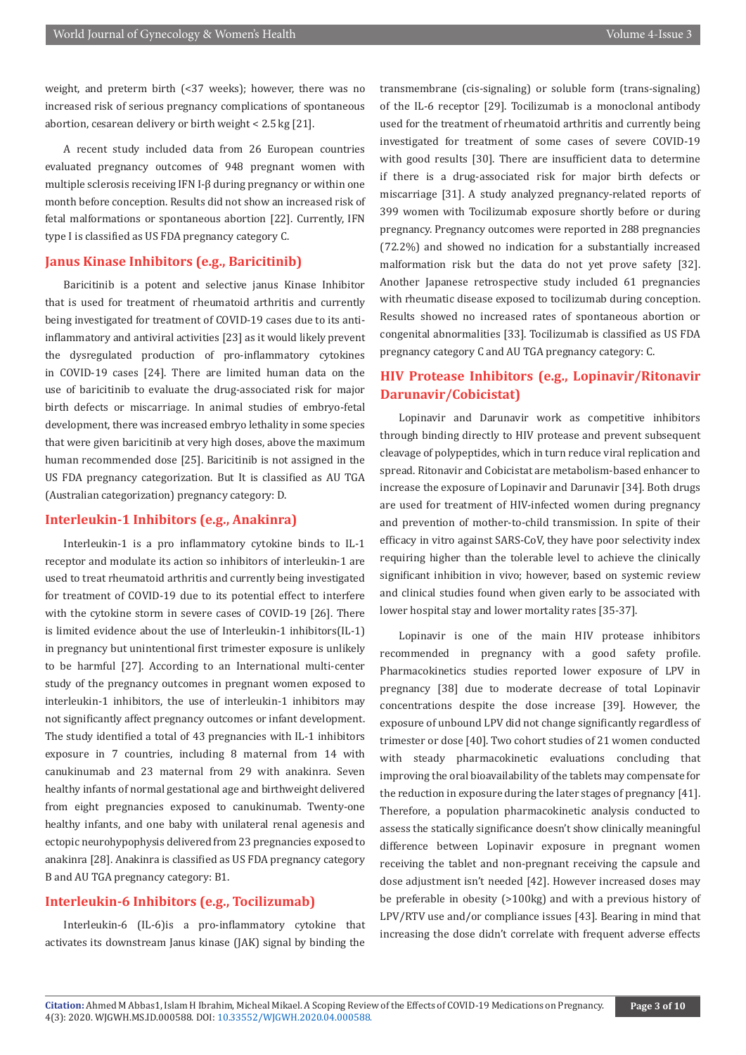weight, and preterm birth (<37 weeks); however, there was no increased risk of serious pregnancy complications of spontaneous abortion, cesarean delivery or birth weight < 2.5 kg [21].

A recent study included data from 26 European countries evaluated pregnancy outcomes of 948 pregnant women with multiple sclerosis receiving IFN I-β during pregnancy or within one month before conception. Results did not show an increased risk of fetal malformations or spontaneous abortion [22]. Currently, IFN type I is classified as US FDA pregnancy category C.

## Janus Kinase Inhibitors (e.g., Baricitinib)

Baricitinib is a potent and selective janus Kinase Inhibitor that is used for treatment of rheumatoid arthritis and currently being investigated for treatment of COVID-19 cases due to its anti-inflammatory and antiviral activities [23] as it would likely prevent the dysregulated production of pro-inflammatory cytokines in COVID-19 cases [24]. There are limited human data on the use of baricitinib to evaluate the drug-associated risk for major birth defects or miscarriage. In animal studies of embryo-fetal development, there was increased embryo lethality in some species that were given baricitinib at very high doses, above the maximum human recommended dose [25]. Baricitinib is not assigned in the US FDA pregnancy categorization. But It is classified as AU TGA (Australian categorization) pregnancy category: D.

## Interleukin-1 Inhibitors (e.g., Anakinra)

Interleukin-1 is a pro inflammatory cytokine binds to IL-1 receptor and modulate its action so inhibitors of interleukin-1 are used to treat rheumatoid arthritis and currently being investigated for treatment of COVID-19 due to its potential effect to interfere with the cytokine storm in severe cases of COVID-19 [26]. There is limited evidence about the use of Interleukin-1 inhibitors(IL-1) in pregnancy but unintentional first trimester exposure is unlikely to be harmful [27]. According to an International multi-center study of the pregnancy outcomes in pregnant women exposed to interleukin-1 inhibitors, the use of interleukin-1 inhibitors may not significantly affect pregnancy outcomes or infant development. The study identified a total of 43 pregnancies with IL-1 inhibitors exposure in 7 countries, including 8 maternal from 14 with canukinumab and 23 maternal from 29 with anakinra. Seven healthy infants of normal gestational age and birthweight delivered from eight pregnancies exposed to canukinumab. Twenty-one healthy infants, and one baby with unilateral renal agenesis and ectopic neurohypophysis delivered from 23 pregnancies exposed to anakinra [28]. Anakinra is classified as US FDA pregnancy category B and AU TGA pregnancy category: B1.

## Interleukin-6 Inhibitors (e.g., Tocilizumab)

Interleukin-6 (IL-6)is a pro-inflammatory cytokine that activates its downstream Janus kinase (JAK) signal by binding the transmembrane (cis-signaling) or soluble form (trans-signaling) of the IL-6 receptor [29]. Tocilizumab is a monoclonal antibody used for the treatment of rheumatoid arthritis and currently being investigated for treatment of some cases of severe COVID-19 with good results [30]. There are insufficient data to determine if there is a drug-associated risk for major birth defects or miscarriage [31]. A study analyzed pregnancy-related reports of 399 women with Tocilizumab exposure shortly before or during pregnancy. Pregnancy outcomes were reported in 288 pregnancies (72.2%) and showed no indication for a substantially increased malformation risk but the data do not yet prove safety [32]. Another Japanese retrospective study included 61 pregnancies with rheumatic disease exposed to tocilizumab during conception. Results showed no increased rates of spontaneous abortion or congenital abnormalities [33]. Tocilizumab is classified as US FDA pregnancy category C and AU TGA pregnancy category: C.

## HIV Protease Inhibitors (e.g., Lopinavir/Ritonavir Darunavir/Cobicistat)

Lopinavir and Darunavir work as competitive inhibitors through binding directly to HIV protease and prevent subsequent cleavage of polypeptides, which in turn reduce viral replication and spread. Ritonavir and Cobicistat are metabolism-based enhancer to increase the exposure of Lopinavir and Darunavir [34]. Both drugs are used for treatment of HIV-infected women during pregnancy and prevention of mother-to-child transmission. In spite of their efficacy in vitro against SARS-CoV, they have poor selectivity index requiring higher than the tolerable level to achieve the clinically significant inhibition in vivo; however, based on systemic review and clinical studies found when given early to be associated with lower hospital stay and lower mortality rates [35-37].

Lopinavir is one of the main HIV protease inhibitors recommended in pregnancy with a good safety profile. Pharmacokinetics studies reported lower exposure of LPV in pregnancy [38] due to moderate decrease of total Lopinavir concentrations despite the dose increase [39]. However, the exposure of unbound LPV did not change significantly regardless of trimester or dose [40]. Two cohort studies of 21 women conducted with steady pharmacokinetic evaluations concluding that improving the oral bioavailability of the tablets may compensate for the reduction in exposure during the later stages of pregnancy [41]. Therefore, a population pharmacokinetic analysis conducted to assess the statically significance doesn't show clinically meaningful difference between Lopinavir exposure in pregnant women receiving the tablet and non-pregnant receiving the capsule and dose adjustment isn't needed [42]. However increased doses may be preferable in obesity (>100kg) and with a previous history of LPV/RTV use and/or compliance issues [43]. Bearing in mind that increasing the dose didn't correlate with frequent adverse effects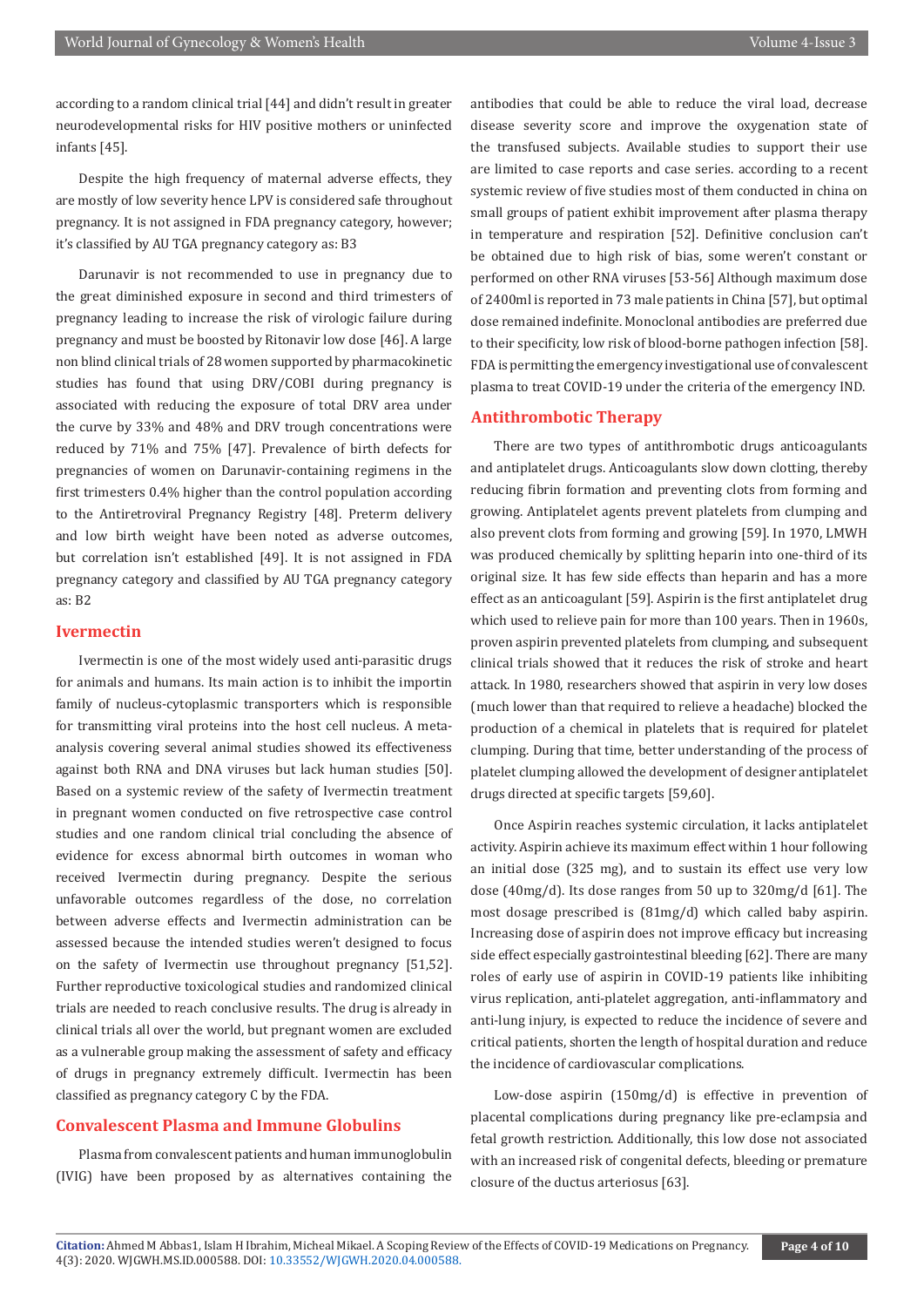according to a random clinical trial [44] and didn't result in greater neurodevelopmental risks for HIV positive mothers or uninfected infants [45].

Despite the high frequency of maternal adverse effects, they are mostly of low severity hence LPV is considered safe throughout pregnancy. It is not assigned in FDA pregnancy category, however; it's classified by AU TGA pregnancy category as: B3

Darunavir is not recommended to use in pregnancy due to the great diminished exposure in second and third trimesters of pregnancy leading to increase the risk of virologic failure during pregnancy and must be boosted by Ritonavir low dose [46]. A large non blind clinical trials of 28 women supported by pharmacokinetic studies has found that using DRV/COBI during pregnancy is associated with reducing the exposure of total DRV area under the curve by 33% and 48% and DRV trough concentrations were reduced by 71% and 75% [47]. Prevalence of birth defects for pregnancies of women on Darunavir-containing regimens in the first trimesters 0.4% higher than the control population according to the Antiretroviral Pregnancy Registry [48]. Preterm delivery and low birth weight have been noted as adverse outcomes, but correlation isn't established [49]. It is not assigned in FDA pregnancy category and classified by AU TGA pregnancy category as: B2

## Ivermectin

Ivermectin is one of the most widely used anti-parasitic drugs for animals and humans. Its main action is to inhibit the importin family of nucleus-cytoplasmic transporters which is responsible for transmitting viral proteins into the host cell nucleus. A meta-analysis covering several animal studies showed its effectiveness against both RNA and DNA viruses but lack human studies [50]. Based on a systemic review of the safety of Ivermectin treatment in pregnant women conducted on five retrospective case control studies and one random clinical trial concluding the absence of evidence for excess abnormal birth outcomes in woman who received Ivermectin during pregnancy. Despite the serious unfavorable outcomes regardless of the dose, no correlation between adverse effects and Ivermectin administration can be assessed because the intended studies weren't designed to focus on the safety of Ivermectin use throughout pregnancy [51,52]. Further reproductive toxicological studies and randomized clinical trials are needed to reach conclusive results. The drug is already in clinical trials all over the world, but pregnant women are excluded as a vulnerable group making the assessment of safety and efficacy of drugs in pregnancy extremely difficult. Ivermectin has been classified as pregnancy category C by the FDA.

## Convalescent Plasma and Immune Globulins

Plasma from convalescent patients and human immunoglobulin (IVIG) have been proposed by as alternatives containing the antibodies that could be able to reduce the viral load, decrease disease severity score and improve the oxygenation state of the transfused subjects. Available studies to support their use are limited to case reports and case series. according to a recent systemic review of five studies most of them conducted in china on small groups of patient exhibit improvement after plasma therapy in temperature and respiration [52]. Definitive conclusion can't be obtained due to high risk of bias, some weren't constant or performed on other RNA viruses [53-56] Although maximum dose of 2400ml is reported in 73 male patients in China [57], but optimal dose remained indefinite. Monoclonal antibodies are preferred due to their specificity, low risk of blood-borne pathogen infection [58]. FDA is permitting the emergency investigational use of convalescent plasma to treat COVID-19 under the criteria of the emergency IND.

## Antithrombotic Therapy

There are two types of antithrombotic drugs anticoagulants and antiplatelet drugs. Anticoagulants slow down clotting, thereby reducing fibrin formation and preventing clots from forming and growing. Antiplatelet agents prevent platelets from clumping and also prevent clots from forming and growing [59]. In 1970, LMWH was produced chemically by splitting heparin into one-third of its original size. It has few side effects than heparin and has a more effect as an anticoagulant [59]. Aspirin is the first antiplatelet drug which used to relieve pain for more than 100 years. Then in 1960s, proven aspirin prevented platelets from clumping, and subsequent clinical trials showed that it reduces the risk of stroke and heart attack. In 1980, researchers showed that aspirin in very low doses (much lower than that required to relieve a headache) blocked the production of a chemical in platelets that is required for platelet clumping. During that time, better understanding of the process of platelet clumping allowed the development of designer antiplatelet drugs directed at specific targets [59,60].

Once Aspirin reaches systemic circulation, it lacks antiplatelet activity. Aspirin achieve its maximum effect within 1 hour following an initial dose (325 mg), and to sustain its effect use very low dose (40mg/d). Its dose ranges from 50 up to 320mg/d [61]. The most dosage prescribed is (81mg/d) which called baby aspirin. Increasing dose of aspirin does not improve efficacy but increasing side effect especially gastrointestinal bleeding [62]. There are many roles of early use of aspirin in COVID-19 patients like inhibiting virus replication, anti-platelet aggregation, anti-inflammatory and anti-lung injury, is expected to reduce the incidence of severe and critical patients, shorten the length of hospital duration and reduce the incidence of cardiovascular complications.

Low-dose aspirin (150mg/d) is effective in prevention of placental complications during pregnancy like pre-eclampsia and fetal growth restriction. Additionally, this low dose not associated with an increased risk of congenital defects, bleeding or premature closure of the ductus arteriosus [63].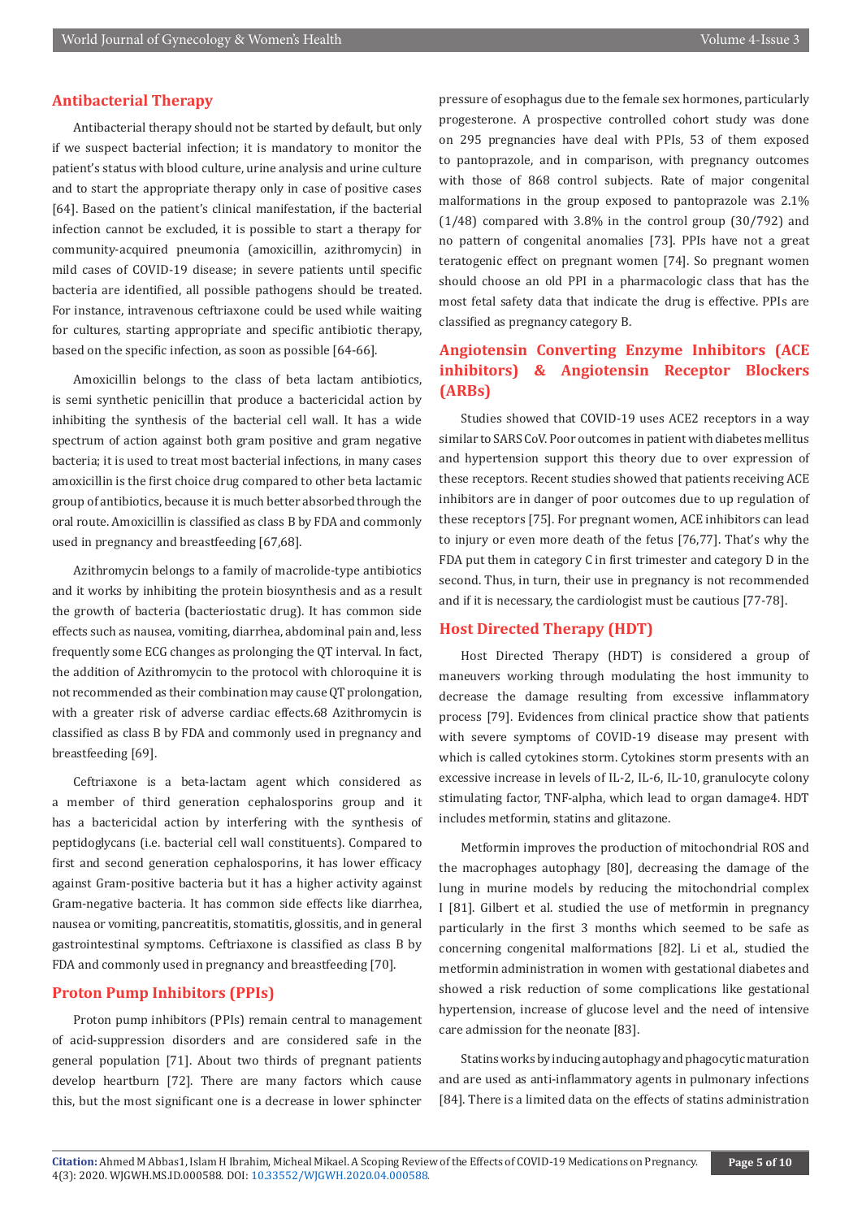## Antibacterial Therapy

Antibacterial therapy should not be started by default, but only if we suspect bacterial infection; it is mandatory to monitor the patient's status with blood culture, urine analysis and urine culture and to start the appropriate therapy only in case of positive cases [64]. Based on the patient's clinical manifestation, if the bacterial infection cannot be excluded, it is possible to start a therapy for community-acquired pneumonia (amoxicillin, azithromycin) in mild cases of COVID-19 disease; in severe patients until specific bacteria are identified, all possible pathogens should be treated. For instance, intravenous ceftriaxone could be used while waiting for cultures, starting appropriate and specific antibiotic therapy, based on the specific infection, as soon as possible [64-66].

Amoxicillin belongs to the class of beta lactam antibiotics, is semi synthetic penicillin that produce a bactericidal action by inhibiting the synthesis of the bacterial cell wall. It has a wide spectrum of action against both gram positive and gram negative bacteria; it is used to treat most bacterial infections, in many cases amoxicillin is the first choice drug compared to other beta lactamic group of antibiotics, because it is much better absorbed through the oral route. Amoxicillin is classified as class B by FDA and commonly used in pregnancy and breastfeeding [67,68].

Azithromycin belongs to a family of macrolide-type antibiotics and it works by inhibiting the protein biosynthesis and as a result the growth of bacteria (bacteriostatic drug). It has common side effects such as nausea, vomiting, diarrhea, abdominal pain and, less frequently some ECG changes as prolonging the QT interval. In fact, the addition of Azithromycin to the protocol with chloroquine it is not recommended as their combination may cause QT prolongation, with a greater risk of adverse cardiac effects.68 Azithromycin is classified as class B by FDA and commonly used in pregnancy and breastfeeding [69].

Ceftriaxone is a beta-lactam agent which considered as a member of third generation cephalosporins group and it has a bactericidal action by interfering with the synthesis of peptidoglycans (i.e. bacterial cell wall constituents). Compared to first and second generation cephalosporins, it has lower efficacy against Gram-positive bacteria but it has a higher activity against Gram-negative bacteria. It has common side effects like diarrhea, nausea or vomiting, pancreatitis, stomatitis, glossitis, and in general gastrointestinal symptoms. Ceftriaxone is classified as class B by FDA and commonly used in pregnancy and breastfeeding [70].

## Proton Pump Inhibitors (PPIs)

Proton pump inhibitors (PPIs) remain central to management of acid-suppression disorders and are considered safe in the general population [71]. About two thirds of pregnant patients develop heartburn [72]. There are many factors which cause this, but the most significant one is a decrease in lower sphincter pressure of esophagus due to the female sex hormones, particularly progesterone. A prospective controlled cohort study was done on 295 pregnancies have deal with PPIs, 53 of them exposed to pantoprazole, and in comparison, with pregnancy outcomes with those of 868 control subjects. Rate of major congenital malformations in the group exposed to pantoprazole was 2.1% (1/48) compared with 3.8% in the control group (30/792) and no pattern of congenital anomalies [73]. PPIs have not a great teratogenic effect on pregnant women [74]. So pregnant women should choose an old PPI in a pharmacologic class that has the most fetal safety data that indicate the drug is effective. PPIs are classified as pregnancy category B.

## Angiotensin Converting Enzyme Inhibitors (ACE inhibitors) & Angiotensin Receptor Blockers (ARBs)

Studies showed that COVID-19 uses ACE2 receptors in a way similar to SARS CoV. Poor outcomes in patient with diabetes mellitus and hypertension support this theory due to over expression of these receptors. Recent studies showed that patients receiving ACE inhibitors are in danger of poor outcomes due to up regulation of these receptors [75]. For pregnant women, ACE inhibitors can lead to injury or even more death of the fetus [76,77]. That's why the FDA put them in category C in first trimester and category D in the second. Thus, in turn, their use in pregnancy is not recommended and if it is necessary, the cardiologist must be cautious [77-78].

## Host Directed Therapy (HDT)

Host Directed Therapy (HDT) is considered a group of maneuvers working through modulating the host immunity to decrease the damage resulting from excessive inflammatory process [79]. Evidences from clinical practice show that patients with severe symptoms of COVID-19 disease may present with which is called cytokines storm. Cytokines storm presents with an excessive increase in levels of IL-2, IL-6, IL-10, granulocyte colony stimulating factor, TNF-alpha, which lead to organ damage4. HDT includes metformin, statins and glitazone.

Metformin improves the production of mitochondrial ROS and the macrophages autophagy [80], decreasing the damage of the lung in murine models by reducing the mitochondrial complex I [81]. Gilbert et al. studied the use of metformin in pregnancy particularly in the first 3 months which seemed to be safe as concerning congenital malformations [82]. Li et al., studied the metformin administration in women with gestational diabetes and showed a risk reduction of some complications like gestational hypertension, increase of glucose level and the need of intensive care admission for the neonate [83].

Statins works by inducing autophagy and phagocytic maturation and are used as anti-inflammatory agents in pulmonary infections [84]. There is a limited data on the effects of statins administration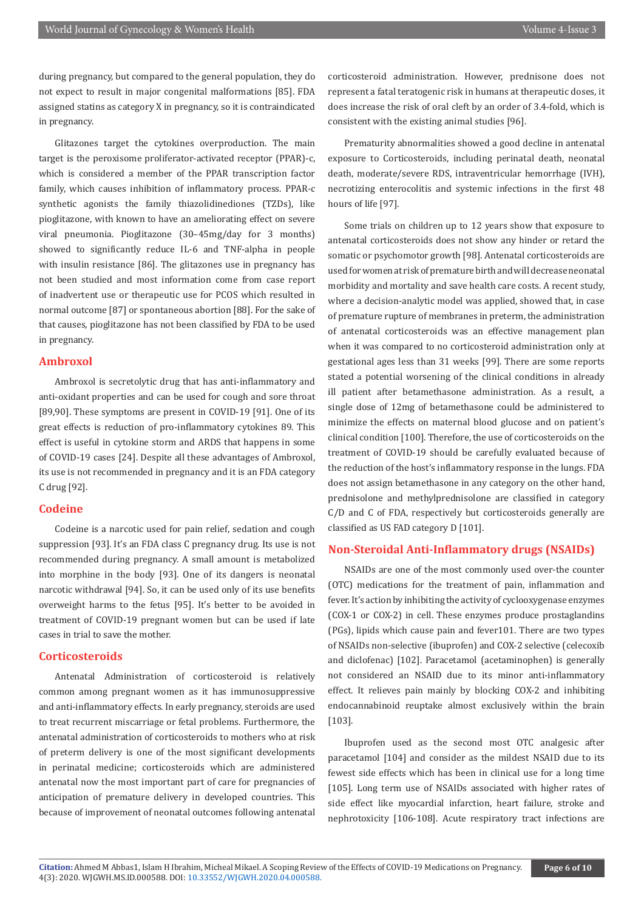during pregnancy, but compared to the general population, they do not expect to result in major congenital malformations [85]. FDA assigned statins as category X in pregnancy, so it is contraindicated in pregnancy.

Glitazones target the cytokines overproduction. The main target is the peroxisome proliferator-activated receptor (PPAR)-c, which is considered a member of the PPAR transcription factor family, which causes inhibition of inflammatory process. PPAR-c synthetic agonists the family thiazolidinediones (TZDs), like pioglitazone, with known to have an ameliorating effect on severe viral pneumonia. Pioglitazone (30–45mg/day for 3 months) showed to significantly reduce IL-6 and TNF-alpha in people with insulin resistance [86]. The glitazones use in pregnancy has not been studied and most information come from case report of inadvertent use or therapeutic use for PCOS which resulted in normal outcome [87] or spontaneous abortion [88]. For the sake of that causes, pioglitazone has not been classified by FDA to be used in pregnancy.

## Ambroxol

Ambroxol is secretolytic drug that has anti-inflammatory and anti-oxidant properties and can be used for cough and sore throat [89,90]. These symptoms are present in COVID-19 [91]. One of its great effects is reduction of pro-inflammatory cytokines 89. This effect is useful in cytokine storm and ARDS that happens in some of COVID-19 cases [24]. Despite all these advantages of Ambroxol, its use is not recommended in pregnancy and it is an FDA category C drug [92].

## Codeine

Codeine is a narcotic used for pain relief, sedation and cough suppression [93]. It's an FDA class C pregnancy drug. Its use is not recommended during pregnancy. A small amount is metabolized into morphine in the body [93]. One of its dangers is neonatal narcotic withdrawal [94]. So, it can be used only of its use benefits overweight harms to the fetus [95]. It's better to be avoided in treatment of COVID-19 pregnant women but can be used if late cases in trial to save the mother.

## Corticosteroids

Antenatal Administration of corticosteroid is relatively common among pregnant women as it has immunosuppressive and anti-inflammatory effects. In early pregnancy, steroids are used to treat recurrent miscarriage or fetal problems. Furthermore, the antenatal administration of corticosteroids to mothers who at risk of preterm delivery is one of the most significant developments in perinatal medicine; corticosteroids which are administered antenatal now the most important part of care for pregnancies of anticipation of premature delivery in developed countries. This because of improvement of neonatal outcomes following antenatal corticosteroid administration. However, prednisone does not represent a fatal teratogenic risk in humans at therapeutic doses, it does increase the risk of oral cleft by an order of 3.4-fold, which is consistent with the existing animal studies [96].

Prematurity abnormalities showed a good decline in antenatal exposure to Corticosteroids, including perinatal death, neonatal death, moderate/severe RDS, intraventricular hemorrhage (IVH), necrotizing enterocolitis and systemic infections in the first 48 hours of life [97].

Some trials on children up to 12 years show that exposure to antenatal corticosteroids does not show any hinder or retard the somatic or psychomotor growth [98]. Antenatal corticosteroids are used for women at risk of premature birth and will decrease neonatal morbidity and mortality and save health care costs. A recent study, where a decision-analytic model was applied, showed that, in case of premature rupture of membranes in preterm, the administration of antenatal corticosteroids was an effective management plan when it was compared to no corticosteroid administration only at gestational ages less than 31 weeks [99]. There are some reports stated a potential worsening of the clinical conditions in already ill patient after betamethasone administration. As a result, a single dose of 12mg of betamethasone could be administered to minimize the effects on maternal blood glucose and on patient's clinical condition [100]. Therefore, the use of corticosteroids on the treatment of COVID-19 should be carefully evaluated because of the reduction of the host's inflammatory response in the lungs. FDA does not assign betamethasone in any category on the other hand, prednisolone and methylprednisolone are classified in category C/D and C of FDA, respectively but corticosteroids generally are classified as US FAD category D [101].

## Non-Steroidal Anti-Inflammatory drugs (NSAIDs)

NSAIDs are one of the most commonly used over-the counter (OTC) medications for the treatment of pain, inflammation and fever. It's action by inhibiting the activity of cyclooxygenase enzymes (COX-1 or COX-2) in cell. These enzymes produce prostaglandins (PGs), lipids which cause pain and fever101. There are two types of NSAIDs non-selective (ibuprofen) and COX-2 selective (celecoxib and diclofenac) [102]. Paracetamol (acetaminophen) is generally not considered an NSAID due to its minor anti-inflammatory effect. It relieves pain mainly by blocking COX-2 and inhibiting endocannabinoid reuptake almost exclusively within the brain [103].

Ibuprofen used as the second most OTC analgesic after paracetamol [104] and consider as the mildest NSAID due to its fewest side effects which has been in clinical use for a long time [105]. Long term use of NSAIDs associated with higher rates of side effect like myocardial infarction, heart failure, stroke and nephrotoxicity [106-108]. Acute respiratory tract infections are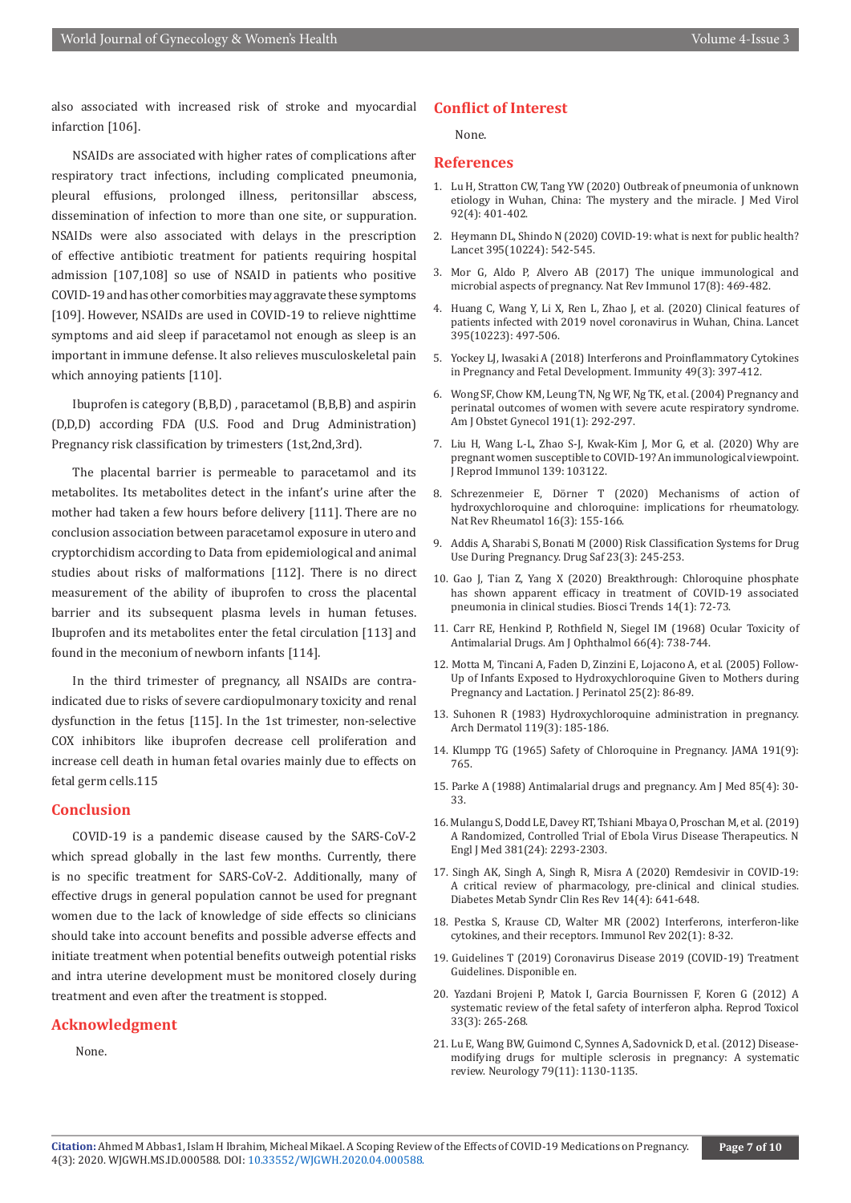also associated with increased risk of stroke and myocardial infarction [106].

NSAIDs are associated with higher rates of complications after respiratory tract infections, including complicated pneumonia, pleural effusions, prolonged illness, peritonsillar abscess, dissemination of infection to more than one site, or suppuration. NSAIDs were also associated with delays in the prescription of effective antibiotic treatment for patients requiring hospital admission [107,108] so use of NSAID in patients who positive COVID-19 and has other comorbities may aggravate these symptoms [109]. However, NSAIDs are used in COVID-19 to relieve nighttime symptoms and aid sleep if paracetamol not enough as sleep is an important in immune defense. It also relieves musculoskeletal pain which annoying patients [110].

Ibuprofen is category (B,B,D) , paracetamol (B,B,B) and aspirin (D,D,D) according FDA (U.S. Food and Drug Administration) Pregnancy risk classification by trimesters (1st,2nd,3rd).

The placental barrier is permeable to paracetamol and its metabolites. Its metabolites detect in the infant's urine after the mother had taken a few hours before delivery [111]. There are no conclusion association between paracetamol exposure in utero and cryptorchidism according to Data from epidemiological and animal studies about risks of malformations [112]. There is no direct measurement of the ability of ibuprofen to cross the placental barrier and its subsequent plasma levels in human fetuses. Ibuprofen and its metabolites enter the fetal circulation [113] and found in the meconium of newborn infants [114].

In the third trimester of pregnancy, all NSAIDs are contra-indicated due to risks of severe cardiopulmonary toxicity and renal dysfunction in the fetus [115]. In the 1st trimester, non-selective COX inhibitors like ibuprofen decrease cell proliferation and increase cell death in human fetal ovaries mainly due to effects on fetal germ cells.115

## Conclusion

COVID-19 is a pandemic disease caused by the SARS-CoV-2 which spread globally in the last few months. Currently, there is no specific treatment for SARS-CoV-2. Additionally, many of effective drugs in general population cannot be used for pregnant women due to the lack of knowledge of side effects so clinicians should take into account benefits and possible adverse effects and initiate treatment when potential benefits outweigh potential risks and intra uterine development must be monitored closely during treatment and even after the treatment is stopped.

## Acknowledgment

None.

## Conflict of Interest

None.

## References

1. Lu H, Stratton CW, Tang YW (2020) Outbreak of pneumonia of unknown etiology in Wuhan, China: The mystery and the miracle. J Med Virol 92(4): 401-402.
2. Heymann DL, Shindo N (2020) COVID-19: what is next for public health? Lancet 395(10224): 542-545.
3. Mor G, Aldo P, Alvero AB (2017) The unique immunological and microbial aspects of pregnancy. Nat Rev Immunol 17(8): 469-482.
4. Huang C, Wang Y, Li X, Ren L, Zhao J, et al. (2020) Clinical features of patients infected with 2019 novel coronavirus in Wuhan, China. Lancet 395(10223): 497-506.
5. Yockey LJ, Iwasaki A (2018) Interferons and Proinflammatory Cytokines in Pregnancy and Fetal Development. Immunity 49(3): 397-412.
6. Wong SF, Chow KM, Leung TN, Ng WF, Ng TK, et al. (2004) Pregnancy and perinatal outcomes of women with severe acute respiratory syndrome. Am J Obstet Gynecol 191(1): 292-297.
7. Liu H, Wang L-L, Zhao S-J, Kwak-Kim J, Mor G, et al. (2020) Why are pregnant women susceptible to COVID-19? An immunological viewpoint. J Reprod Immunol 139: 103122.
8. Schrezenmeier E, Dörner T (2020) Mechanisms of action of hydroxychloroquine and chloroquine: implications for rheumatology. Nat Rev Rheumatol 16(3): 155-166.
9. Addis A, Sharabi S, Bonati M (2000) Risk Classification Systems for Drug Use During Pregnancy. Drug Saf 23(3): 245-253.
10. Gao J, Tian Z, Yang X (2020) Breakthrough: Chloroquine phosphate has shown apparent efficacy in treatment of COVID-19 associated pneumonia in clinical studies. Biosci Trends 14(1): 72-73.
11. Carr RE, Henkind P, Rothfield N, Siegel IM (1968) Ocular Toxicity of Antimalarial Drugs. Am J Ophthalmol 66(4): 738-744.
12. Motta M, Tincani A, Faden D, Zinzini E, Lojacono A, et al. (2005) Follow-Up of Infants Exposed to Hydroxychloroquine Given to Mothers during Pregnancy and Lactation. J Perinatol 25(2): 86-89.
13. Suhonen R (1983) Hydroxychloroquine administration in pregnancy. Arch Dermatol 119(3): 185-186.
14. Klumpp TG (1965) Safety of Chloroquine in Pregnancy. JAMA 191(9): 765.
15. Parke A (1988) Antimalarial drugs and pregnancy. Am J Med 85(4): 30-33.
16. Mulangu S, Dodd LE, Davey RT, Tshiani Mbaya O, Proschan M, et al. (2019) A Randomized, Controlled Trial of Ebola Virus Disease Therapeutics. N Engl J Med 381(24): 2293-2303.
17. Singh AK, Singh A, Singh R, Misra A (2020) Remdesivir in COVID-19: A critical review of pharmacology, pre-clinical and clinical studies. Diabetes Metab Syndr Clin Res Rev 14(4): 641-648.
18. Pestka S, Krause CD, Walter MR (2002) Interferons, interferon-like cytokines, and their receptors. Immunol Rev 202(1): 8-32.
19. Guidelines T (2019) Coronavirus Disease 2019 (COVID-19) Treatment Guidelines. Disponible en.
20. Yazdani Brojeni P, Matok I, Garcia Bournissen F, Koren G (2012) A systematic review of the fetal safety of interferon alpha. Reprod Toxicol 33(3): 265-268.
21. Lu E, Wang BW, Guimond C, Synnes A, Sadovnick D, et al. (2012) Disease-modifying drugs for multiple sclerosis in pregnancy: A systematic review. Neurology 79(11): 1130-1135.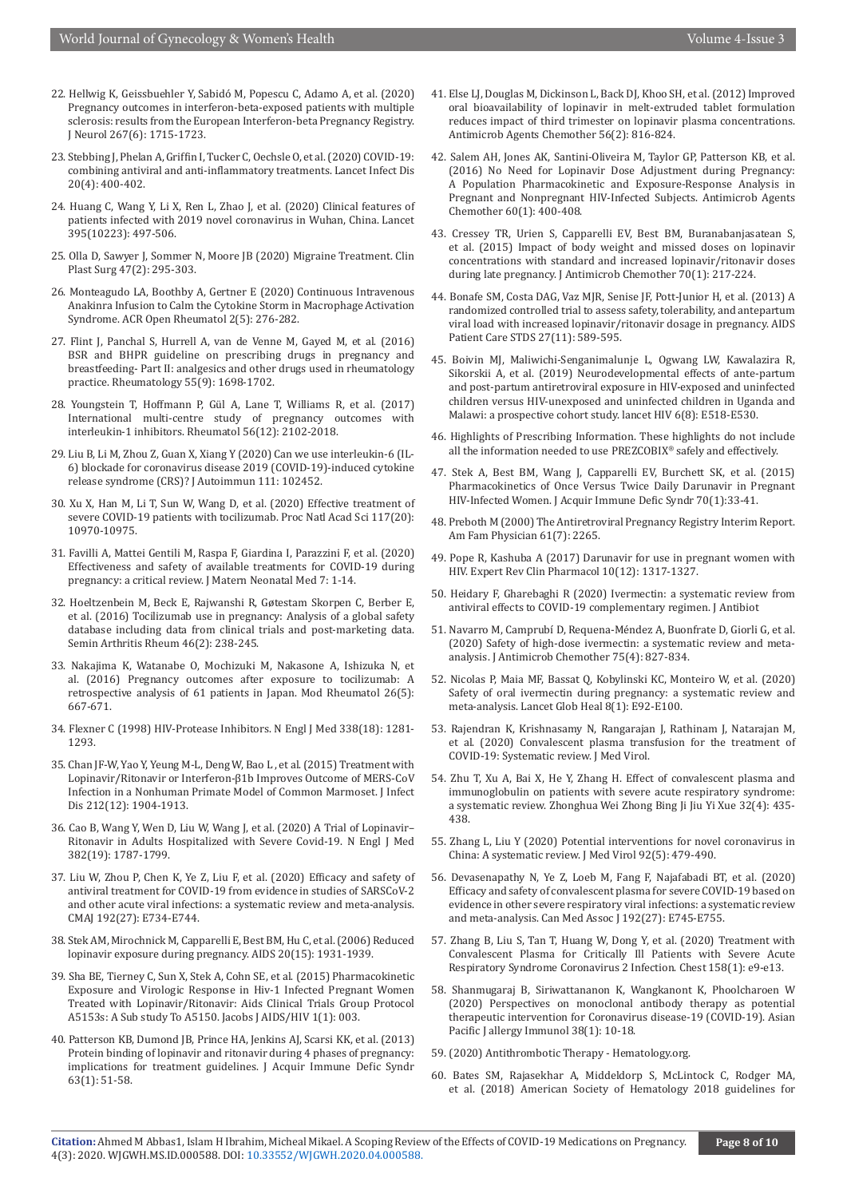22. Hellwig K, Geissbuehler Y, Sabidó M, Popescu C, Adamo A, et al. (2020) Pregnancy outcomes in interferon-beta-exposed patients with multiple sclerosis: results from the European Interferon-beta Pregnancy Registry. J Neurol 267(6): 1715-1723.

23. Stebbing J, Phelan A, Griffin I, Tucker C, Oechsle O, et al. (2020) COVID-19: combining antiviral and anti-inflammatory treatments. Lancet Infect Dis 20(4): 400-402.

24. Huang C, Wang Y, Li X, Ren L, Zhao J, et al. (2020) Clinical features of patients infected with 2019 novel coronavirus in Wuhan, China. Lancet 395(10223): 497-506.

25. Olla D, Sawyer J, Sommer N, Moore JB (2020) Migraine Treatment. Clin Plast Surg 47(2): 295-303.

26. Monteagudo LA, Boothby A, Gertner E (2020) Continuous Intravenous Anakinra Infusion to Calm the Cytokine Storm in Macrophage Activation Syndrome. ACR Open Rheumatol 2(5): 276-282.

27. Flint J, Panchal S, Hurrell A, van de Venne M, Gayed M, et al. (2016) BSR and BHPR guideline on prescribing drugs in pregnancy and breastfeeding- Part II: analgesics and other drugs used in rheumatology practice. Rheumatology 55(9): 1698-1702.

28. Youngstein T, Hoffmann P, Gül A, Lane T, Williams R, et al. (2017) International multi-centre study of pregnancy outcomes with interleukin-1 inhibitors. Rheumatol 56(12): 2102-2018.

29. Liu B, Li M, Zhou Z, Guan X, Xiang Y (2020) Can we use interleukin-6 (IL-6) blockade for coronavirus disease 2019 (COVID-19)-induced cytokine release syndrome (CRS)? J Autoimmun 111: 102452.

30. Xu X, Han M, Li T, Sun W, Wang D, et al. (2020) Effective treatment of severe COVID-19 patients with tocilizumab. Proc Natl Acad Sci 117(20): 10970-10975.

31. Favilli A, Mattei Gentili M, Raspa F, Giardina I, Parazzini F, et al. (2020) Effectiveness and safety of available treatments for COVID-19 during pregnancy: a critical review. J Matern Neonatal Med 7: 1-14.

32. Hoeltzenbein M, Beck E, Rajwanshi R, Gøtestam Skorpen C, Berber E, et al. (2016) Tocilizumab use in pregnancy: Analysis of a global safety database including data from clinical trials and post-marketing data. Semin Arthritis Rheum 46(2): 238-245.

33. Nakajima K, Watanabe O, Mochizuki M, Nakasone A, Ishizuka N, et al. (2016) Pregnancy outcomes after exposure to tocilizumab: A retrospective analysis of 61 patients in Japan. Mod Rheumatol 26(5): 667-671.

34. Flexner C (1998) HIV-Protease Inhibitors. N Engl J Med 338(18): 1281-1293.

35. Chan JF-W, Yao Y, Yeung M-L, Deng W, Bao L , et al. (2015) Treatment with Lopinavir/Ritonavir or Interferon-β1b Improves Outcome of MERS-CoV Infection in a Nonhuman Primate Model of Common Marmoset. J Infect Dis 212(12): 1904-1913.

36. Cao B, Wang Y, Wen D, Liu W, Wang J, et al. (2020) A Trial of Lopinavir–Ritonavir in Adults Hospitalized with Severe Covid-19. N Engl J Med 382(19): 1787-1799.

37. Liu W, Zhou P, Chen K, Ye Z, Liu F, et al. (2020) Efficacy and safety of antiviral treatment for COVID-19 from evidence in studies of SARSCoV-2 and other acute viral infections: a systematic review and meta-analysis. CMAJ 192(27): E734-E744.

38. Stek AM, Mirochnick M, Capparelli E, Best BM, Hu C, et al. (2006) Reduced lopinavir exposure during pregnancy. AIDS 20(15): 1931-1939.

39. Sha BE, Tierney C, Sun X, Stek A, Cohn SE, et al. (2015) Pharmacokinetic Exposure and Virologic Response in Hiv-1 Infected Pregnant Women Treated with Lopinavir/Ritonavir: Aids Clinical Trials Group Protocol A5153s: A Sub study To A5150. Jacobs J AIDS/HIV 1(1): 003.

40. Patterson KB, Dumond JB, Prince HA, Jenkins AJ, Scarsi KK, et al. (2013) Protein binding of lopinavir and ritonavir during 4 phases of pregnancy: implications for treatment guidelines. J Acquir Immune Defic Syndr 63(1): 51-58.

41. Else LJ, Douglas M, Dickinson L, Back DJ, Khoo SH, et al. (2012) Improved oral bioavailability of lopinavir in melt-extruded tablet formulation reduces impact of third trimester on lopinavir plasma concentrations. Antimicrob Agents Chemother 56(2): 816-824.

42. Salem AH, Jones AK, Santini-Oliveira M, Taylor GP, Patterson KB, et al. (2016) No Need for Lopinavir Dose Adjustment during Pregnancy: A Population Pharmacokinetic and Exposure-Response Analysis in Pregnant and Nonpregnant HIV-Infected Subjects. Antimicrob Agents Chemother 60(1): 400-408.

43. Cressey TR, Urien S, Capparelli EV, Best BM, Buranabanjasatean S, et al. (2015) Impact of body weight and missed doses on lopinavir concentrations with standard and increased lopinavir/ritonavir doses during late pregnancy. J Antimicrob Chemother 70(1): 217-224.

44. Bonafe SM, Costa DAG, Vaz MJR, Senise JF, Pott-Junior H, et al. (2013) A randomized controlled trial to assess safety, tolerability, and antepartum viral load with increased lopinavir/ritonavir dosage in pregnancy. AIDS Patient Care STDS 27(11): 589-595.

45. Boivin MJ, Maliwichi-Senganimalunje L, Ogwang LW, Kawalazira R, Sikorskii A, et al. (2019) Neurodevelopmental effects of ante-partum and post-partum antiretroviral exposure in HIV-exposed and uninfected children versus HIV-unexposed and uninfected children in Uganda and Malawi: a prospective cohort study. lancet HIV 6(8): E518-E530.

46. Highlights of Prescribing Information. These highlights do not include all the information needed to use PREZCOBIX® safely and effectively.

47. Stek A, Best BM, Wang J, Capparelli EV, Burchett SK, et al. (2015) Pharmacokinetics of Once Versus Twice Daily Darunavir in Pregnant HIV-Infected Women. J Acquir Immune Defic Syndr 70(1):33-41.

48. Preboth M (2000) The Antiretroviral Pregnancy Registry Interim Report. Am Fam Physician 61(7): 2265.

49. Pope R, Kashuba A (2017) Darunavir for use in pregnant women with HIV. Expert Rev Clin Pharmacol 10(12): 1317-1327.

50. Heidary F, Gharebaghi R (2020) Ivermectin: a systematic review from antiviral effects to COVID-19 complementary regimen. J Antibiot

51. Navarro M, Camprubí D, Requena-Méndez A, Buonfrate D, Giorli G, et al. (2020) Safety of high-dose ivermectin: a systematic review and meta-analysis. J Antimicrob Chemother 75(4): 827-834.

52. Nicolas P, Maia MF, Bassat Q, Kobylinski KC, Monteiro W, et al. (2020) Safety of oral ivermectin during pregnancy: a systematic review and meta-analysis. Lancet Glob Heal 8(1): E92-E100.

53. Rajendran K, Krishnasamy N, Rangarajan J, Rathinam J, Natarajan M, et al. (2020) Convalescent plasma transfusion for the treatment of COVID-19: Systematic review. J Med Virol.

54. Zhu T, Xu A, Bai X, He Y, Zhang H. Effect of convalescent plasma and immunoglobulin on patients with severe acute respiratory syndrome: a systematic review. Zhonghua Wei Zhong Bing Ji Jiu Yi Xue 32(4): 435-438.

55. Zhang L, Liu Y (2020) Potential interventions for novel coronavirus in China: A systematic review. J Med Virol 92(5): 479-490.

56. Devasenapathy N, Ye Z, Loeb M, Fang F, Najafabadi BT, et al. (2020) Efficacy and safety of convalescent plasma for severe COVID-19 based on evidence in other severe respiratory viral infections: a systematic review and meta-analysis. Can Med Assoc J 192(27): E745-E755.

57. Zhang B, Liu S, Tan T, Huang W, Dong Y, et al. (2020) Treatment with Convalescent Plasma for Critically Ill Patients with Severe Acute Respiratory Syndrome Coronavirus 2 Infection. Chest 158(1): e9-e13.

58. Shanmugaraj B, Siriwattananon K, Wangkanont K, Phoolcharoen W (2020) Perspectives on monoclonal antibody therapy as potential therapeutic intervention for Coronavirus disease-19 (COVID-19). Asian Pacific J allergy Immunol 38(1): 10-18.

59. (2020) Antithrombotic Therapy - Hematology.org.

60. Bates SM, Rajasekhar A, Middeldorp S, McLintock C, Rodger MA, et al. (2018) American Society of Hematology 2018 guidelines for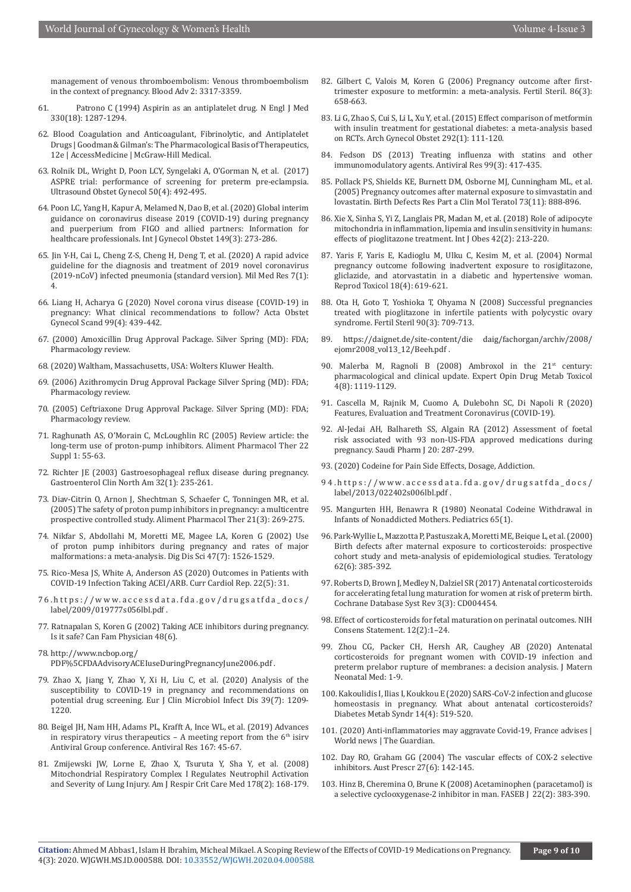management of venous thromboembolism: Venous thromboembolism in the context of pregnancy. Blood Adv 2: 3317-3359.

61. Patrono C (1994) Aspirin as an antiplatelet drug. N Engl J Med 330(18): 1287-1294.

62. Blood Coagulation and Anticoagulant, Fibrinolytic, and Antiplatelet Drugs | Goodman & Gilman's: The Pharmacological Basis of Therapeutics, 12e | AccessMedicine | McGraw-Hill Medical.

63. Rolnik DL, Wright D, Poon LCY, Syngelaki A, O'Gorman N, et al. (2017) ASPRE trial: performance of screening for preterm pre-eclampsia. Ultrasound Obstet Gynecol 50(4): 492-495.

64. Poon LC, Yang H, Kapur A, Melamed N, Dao B, et al. (2020) Global interim guidance on coronavirus disease 2019 (COVID-19) during pregnancy and puerperium from FIGO and allied partners: Information for healthcare professionals. Int J Gynecol Obstet 149(3): 273-286.

65. Jin Y-H, Cai L, Cheng Z-S, Cheng H, Deng T, et al. (2020) A rapid advice guideline for the diagnosis and treatment of 2019 novel coronavirus (2019-nCoV) infected pneumonia (standard version). Mil Med Res 7(1): 4.

66. Liang H, Acharya G (2020) Novel corona virus disease (COVID-19) in pregnancy: What clinical recommendations to follow? Acta Obstet Gynecol Scand 99(4): 439-442.

67. (2000) Amoxicillin Drug Approval Package. Silver Spring (MD): FDA; Pharmacology review.

68. (2020) Waltham, Massachusetts, USA: Wolters Kluwer Health.

69. (2006) Azithromycin Drug Approval Package Silver Spring (MD): FDA; Pharmacology review.

70. (2005) Ceftriaxone Drug Approval Package. Silver Spring (MD): FDA; Pharmacology review.

71. Raghunath AS, O'Morain C, McLoughlin RC (2005) Review article: the long-term use of proton-pump inhibitors. Aliment Pharmacol Ther 22 Suppl 1: 55-63.

72. Richter JE (2003) Gastroesophageal reflux disease during pregnancy. Gastroenterol Clin North Am 32(1): 235-261.

73. Diav-Citrin O, Arnon J, Shechtman S, Schaefer C, Tonningen MR, et al. (2005) The safety of proton pump inhibitors in pregnancy: a multicentre prospective controlled study. Aliment Pharmacol Ther 21(3): 269-275.

74. Nikfar S, Abdollahi M, Moretti ME, Magee LA, Koren G (2002) Use of proton pump inhibitors during pregnancy and rates of major malformations: a meta-analysis. Dig Dis Sci 47(7): 1526-1529.

75. Rico-Mesa JS, White A, Anderson AS (2020) Outcomes in Patients with COVID-19 Infection Taking ACEI/ARB. Curr Cardiol Rep. 22(5): 31.

76. https://www.accessdata.fda.gov/drugsatfda_docs/label/2009/019777s056lbl.pdf .

77. Ratnapalan S, Koren G (2002) Taking ACE inhibitors during pregnancy. Is it safe? Can Fam Physician 48(6).

78. http://www.ncbop.org/PDF%5CFDAAdvisoryACEIuseDuringPregnancyJune2006.pdf .

79. Zhao X, Jiang Y, Zhao Y, Xi H, Liu C, et al. (2020) Analysis of the susceptibility to COVID-19 in pregnancy and recommendations on potential drug screening. Eur J Clin Microbiol Infect Dis 39(7): 1209-1220.

80. Beigel JH, Nam HH, Adams PL, Krafft A, Ince WL, et al. (2019) Advances in respiratory virus therapeutics – A meeting report from the 6th isirv Antiviral Group conference. Antiviral Res 167: 45-67.

81. Zmijewski JW, Lorne E, Zhao X, Tsuruta Y, Sha Y, et al. (2008) Mitochondrial Respiratory Complex I Regulates Neutrophil Activation and Severity of Lung Injury. Am J Respir Crit Care Med 178(2): 168-179.

82. Gilbert C, Valois M, Koren G (2006) Pregnancy outcome after first-trimester exposure to metformin: a meta-analysis. Fertil Steril. 86(3): 658-663.

83. Li G, Zhao S, Cui S, Li L, Xu Y, et al. (2015) Effect comparison of metformin with insulin treatment for gestational diabetes: a meta-analysis based on RCTs. Arch Gynecol Obstet 292(1): 111-120.

84. Fedson DS (2013) Treating influenza with statins and other immunomodulatory agents. Antiviral Res 99(3): 417-435.

85. Pollack PS, Shields KE, Burnett DM, Osborne MJ, Cunningham ML, et al. (2005) Pregnancy outcomes after maternal exposure to simvastatin and lovastatin. Birth Defects Res Part a Clin Mol Teratol 73(11): 888-896.

86. Xie X, Sinha S, Yi Z, Langlais PR, Madan M, et al. (2018) Role of adipocyte mitochondria in inflammation, lipemia and insulin sensitivity in humans: effects of pioglitazone treatment. Int J Obes 42(2): 213-220.

87. Yaris F, Yaris E, Kadioglu M, Ulku C, Kesim M, et al. (2004) Normal pregnancy outcome following inadvertent exposure to rosiglitazone, gliclazide, and atorvastatin in a diabetic and hypertensive woman. Reprod Toxicol 18(4): 619-621.

88. Ota H, Goto T, Yoshioka T, Ohyama N (2008) Successful pregnancies treated with pioglitazone in infertile patients with polycystic ovary syndrome. Fertil Steril 90(3): 709-713.

89. https://daignet.de/site-content/die daig/fachorgan/archiv/2008/ejomr2008_vol13_12/Beeh.pdf .

90. Malerba M, Ragnoli B (2008) Ambroxol in the 21st century: pharmacological and clinical update. Expert Opin Drug Metab Toxicol 4(8): 1119-1129.

91. Cascella M, Rajnik M, Cuomo A, Dulebohn SC, Di Napoli R (2020) Features, Evaluation and Treatment Coronavirus (COVID-19).

92. Al-Jedai AH, Balhareth SS, Algain RA (2012) Assessment of foetal risk associated with 93 non-US-FDA approved medications during pregnancy. Saudi Pharm J 20: 287-299.

93. (2020) Codeine for Pain Side Effects, Dosage, Addiction.

94. https://www.accessdata.fda.gov/drugsatfda_docs/label/2013/022402s006lbl.pdf .

95. Mangurten HH, Benawra R (1980) Neonatal Codeine Withdrawal in Infants of Nonaddicted Mothers. Pediatrics 65(1).

96. Park-Wyllie L, Mazzotta P, Pastuszak A, Moretti ME, Beique L, et al. (2000) Birth defects after maternal exposure to corticosteroids: prospective cohort study and meta-analysis of epidemiological studies. Teratology 62(6): 385-392.

97. Roberts D, Brown J, Medley N, Dalziel SR (2017) Antenatal corticosteroids for accelerating fetal lung maturation for women at risk of preterm birth. Cochrane Database Syst Rev 3(3): CD004454.

98. Effect of corticosteroids for fetal maturation on perinatal outcomes. NIH Consens Statement. 12(2):1–24.

99. Zhou CG, Packer CH, Hersh AR, Caughey AB (2020) Antenatal corticosteroids for pregnant women with COVID-19 infection and preterm prelabor rupture of membranes: a decision analysis. J Matern Neonatal Med: 1-9.

100. Kakoulidis I, Ilias I, Koukkou E (2020) SARS-CoV-2 infection and glucose homeostasis in pregnancy. What about antenatal corticosteroids? Diabetes Metab Syndr 14(4): 519-520.

101. (2020) Anti-inflammatories may aggravate Covid-19, France advises | World news | The Guardian.

102. Day RO, Graham GG (2004) The vascular effects of COX-2 selective inhibitors. Aust Prescr 27(6): 142-145.

103. Hinz B, Cheremina O, Brune K (2008) Acetaminophen (paracetamol) is a selective cyclooxygenase-2 inhibitor in man. FASEB J 22(2): 383-390.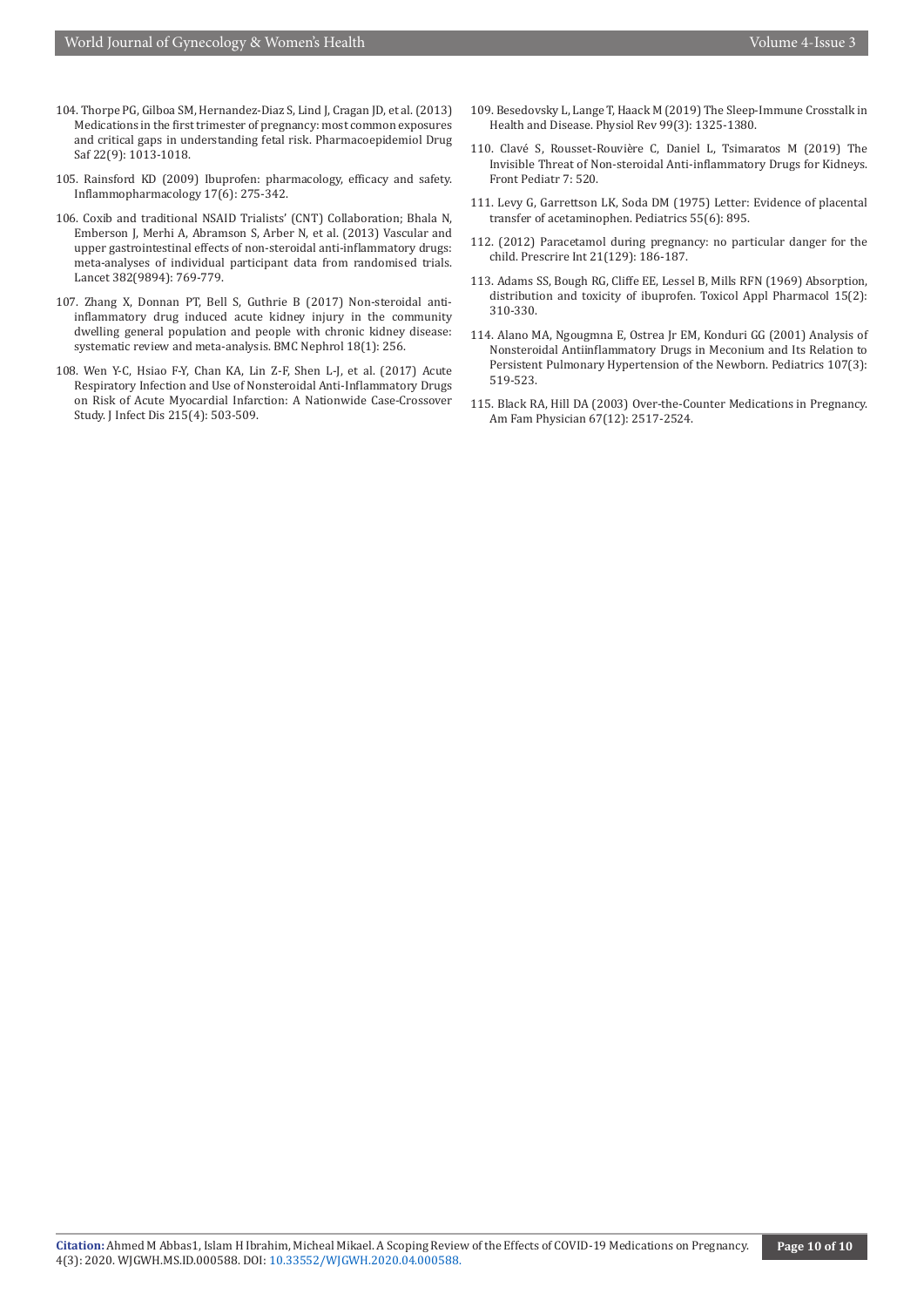104. Thorpe PG, Gilboa SM, Hernandez-Diaz S, Lind J, Cragan JD, et al. (2013) Medications in the first trimester of pregnancy: most common exposures and critical gaps in understanding fetal risk. Pharmacoepidemiol Drug Saf 22(9): 1013-1018.

105. Rainsford KD (2009) Ibuprofen: pharmacology, efficacy and safety. Inflammopharmacology 17(6): 275-342.

106. Coxib and traditional NSAID Trialists' (CNT) Collaboration; Bhala N, Emberson J, Merhi A, Abramson S, Arber N, et al. (2013) Vascular and upper gastrointestinal effects of non-steroidal anti-inflammatory drugs: meta-analyses of individual participant data from randomised trials. Lancet 382(9894): 769-779.

107. Zhang X, Donnan PT, Bell S, Guthrie B (2017) Non-steroidal anti-inflammatory drug induced acute kidney injury in the community dwelling general population and people with chronic kidney disease: systematic review and meta-analysis. BMC Nephrol 18(1): 256.

108. Wen Y-C, Hsiao F-Y, Chan KA, Lin Z-F, Shen L-J, et al. (2017) Acute Respiratory Infection and Use of Nonsteroidal Anti-Inflammatory Drugs on Risk of Acute Myocardial Infarction: A Nationwide Case-Crossover Study. J Infect Dis 215(4): 503-509.

109. Besedovsky L, Lange T, Haack M (2019) The Sleep-Immune Crosstalk in Health and Disease. Physiol Rev 99(3): 1325-1380.

110. Clavé S, Rousset-Rouvière C, Daniel L, Tsimaratos M (2019) The Invisible Threat of Non-steroidal Anti-inflammatory Drugs for Kidneys. Front Pediatr 7: 520.

111. Levy G, Garrettson LK, Soda DM (1975) Letter: Evidence of placental transfer of acetaminophen. Pediatrics 55(6): 895.

112. (2012) Paracetamol during pregnancy: no particular danger for the child. Prescrire Int 21(129): 186-187.

113. Adams SS, Bough RG, Cliffe EE, Lessel B, Mills RFN (1969) Absorption, distribution and toxicity of ibuprofen. Toxicol Appl Pharmacol 15(2): 310-330.

114. Alano MA, Ngougmna E, Ostrea Jr EM, Konduri GG (2001) Analysis of Nonsteroidal Antiinflammatory Drugs in Meconium and Its Relation to Persistent Pulmonary Hypertension of the Newborn. Pediatrics 107(3): 519-523.

115. Black RA, Hill DA (2003) Over-the-Counter Medications in Pregnancy. Am Fam Physician 67(12): 2517-2524.

**Citation:** Ahmed M Abbas1, Islam H Ibrahim, Micheal Mikael. A Scoping Review of the Effects of COVID-19 Medications on Pregnancy. 4(3): 2020. WJGWH.MS.ID.000588. DOI: 10.33552/WJGWH.2020.04.000588.